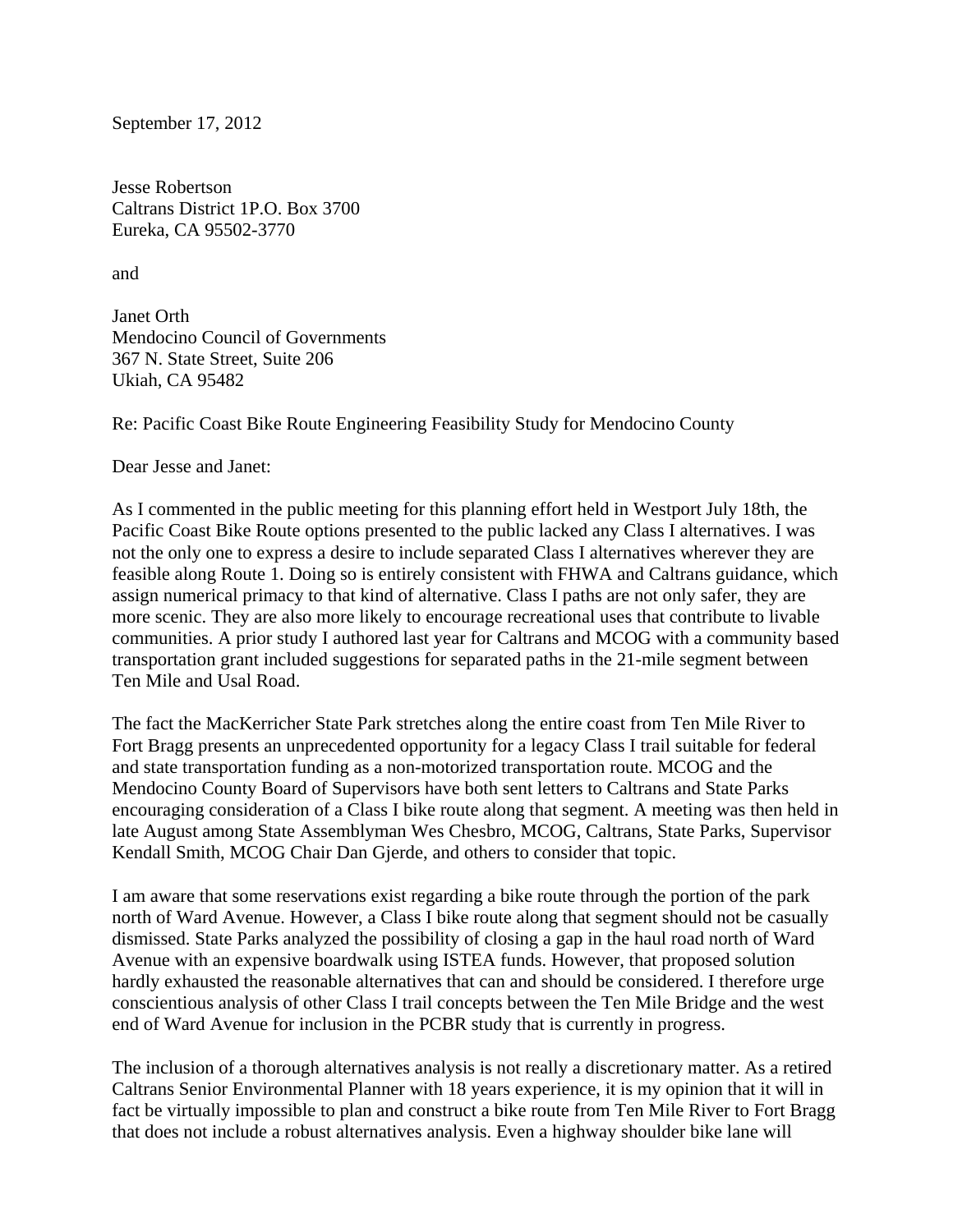September 17, 2012

Jesse Robertson
Caltrans District 1P.O. Box 3700
Eureka, CA 95502-3770

and

Janet Orth
Mendocino Council of Governments
367 N. State Street, Suite 206
Ukiah, CA 95482

Re: Pacific Coast Bike Route Engineering Feasibility Study for Mendocino County

Dear Jesse and Janet:

As I commented in the public meeting for this planning effort held in Westport July 18th, the Pacific Coast Bike Route options presented to the public lacked any Class I alternatives. I was not the only one to express a desire to include separated Class I alternatives wherever they are feasible along Route 1. Doing so is entirely consistent with FHWA and Caltrans guidance, which assign numerical primacy to that kind of alternative. Class I paths are not only safer, they are more scenic. They are also more likely to encourage recreational uses that contribute to livable communities. A prior study I authored last year for Caltrans and MCOG with a community based transportation grant included suggestions for separated paths in the 21-mile segment between Ten Mile and Usal Road.

The fact the MacKerricher State Park stretches along the entire coast from Ten Mile River to Fort Bragg presents an unprecedented opportunity for a legacy Class I trail suitable for federal and state transportation funding as a non-motorized transportation route. MCOG and the Mendocino County Board of Supervisors have both sent letters to Caltrans and State Parks encouraging consideration of a Class I bike route along that segment. A meeting was then held in late August among State Assemblyman Wes Chesbro, MCOG, Caltrans, State Parks, Supervisor Kendall Smith, MCOG Chair Dan Gjerde, and others to consider that topic.

I am aware that some reservations exist regarding a bike route through the portion of the park north of Ward Avenue. However, a Class I bike route along that segment should not be casually dismissed. State Parks analyzed the possibility of closing a gap in the haul road north of Ward Avenue with an expensive boardwalk using ISTEA funds. However, that proposed solution hardly exhausted the reasonable alternatives that can and should be considered. I therefore urge conscientious analysis of other Class I trail concepts between the Ten Mile Bridge and the west end of Ward Avenue for inclusion in the PCBR study that is currently in progress.

The inclusion of a thorough alternatives analysis is not really a discretionary matter. As a retired Caltrans Senior Environmental Planner with 18 years experience, it is my opinion that it will in fact be virtually impossible to plan and construct a bike route from Ten Mile River to Fort Bragg that does not include a robust alternatives analysis. Even a highway shoulder bike lane will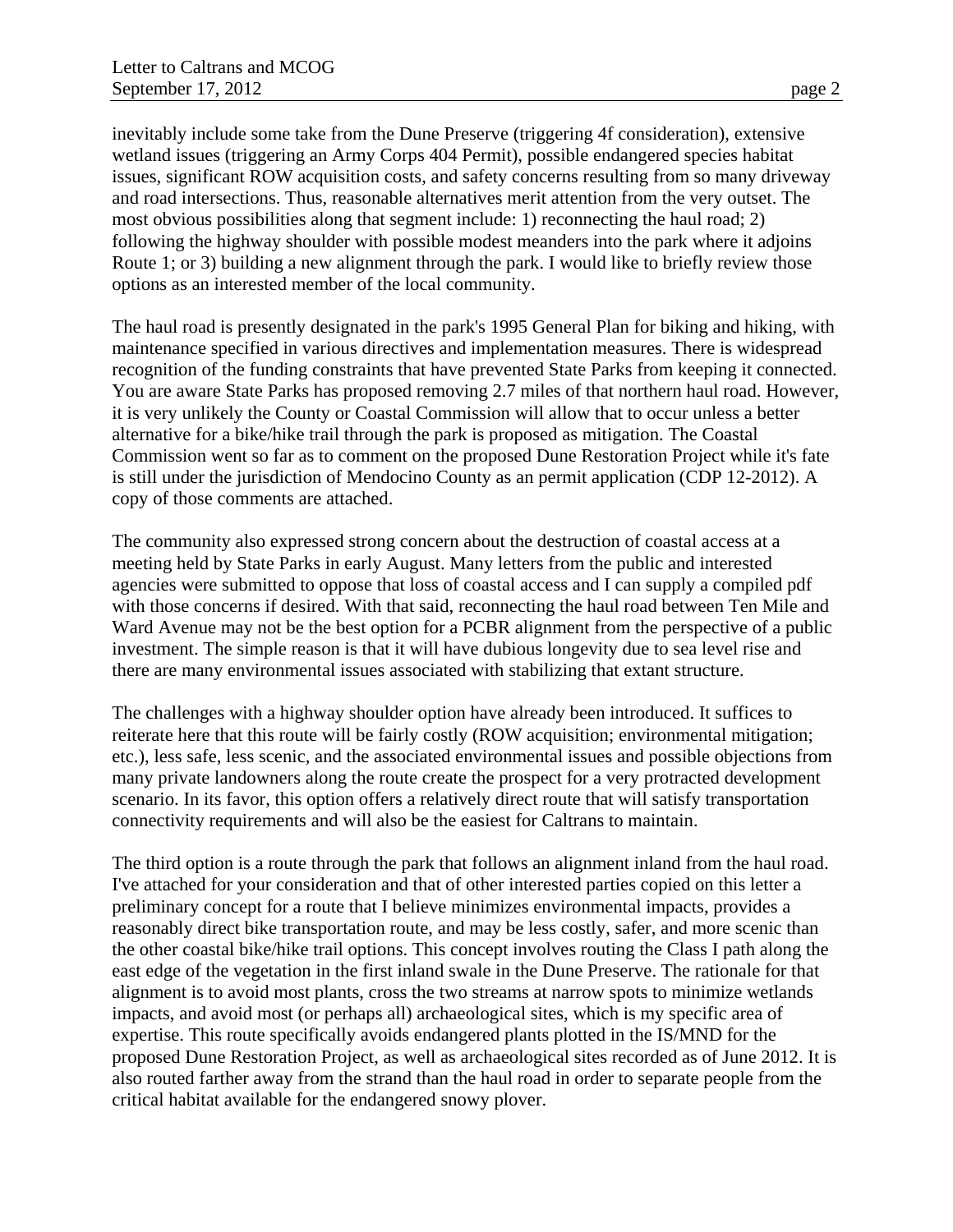inevitably include some take from the Dune Preserve (triggering 4f consideration), extensive wetland issues (triggering an Army Corps 404 Permit), possible endangered species habitat issues, significant ROW acquisition costs, and safety concerns resulting from so many driveway and road intersections. Thus, reasonable alternatives merit attention from the very outset. The most obvious possibilities along that segment include: 1) reconnecting the haul road; 2) following the highway shoulder with possible modest meanders into the park where it adjoins Route 1; or 3) building a new alignment through the park. I would like to briefly review those options as an interested member of the local community.

The haul road is presently designated in the park's 1995 General Plan for biking and hiking, with maintenance specified in various directives and implementation measures. There is widespread recognition of the funding constraints that have prevented State Parks from keeping it connected. You are aware State Parks has proposed removing 2.7 miles of that northern haul road. However, it is very unlikely the County or Coastal Commission will allow that to occur unless a better alternative for a bike/hike trail through the park is proposed as mitigation. The Coastal Commission went so far as to comment on the proposed Dune Restoration Project while it's fate is still under the jurisdiction of Mendocino County as an permit application (CDP 12-2012). A copy of those comments are attached.

The community also expressed strong concern about the destruction of coastal access at a meeting held by State Parks in early August. Many letters from the public and interested agencies were submitted to oppose that loss of coastal access and I can supply a compiled pdf with those concerns if desired. With that said, reconnecting the haul road between Ten Mile and Ward Avenue may not be the best option for a PCBR alignment from the perspective of a public investment. The simple reason is that it will have dubious longevity due to sea level rise and there are many environmental issues associated with stabilizing that extant structure.

The challenges with a highway shoulder option have already been introduced. It suffices to reiterate here that this route will be fairly costly (ROW acquisition; environmental mitigation; etc.), less safe, less scenic, and the associated environmental issues and possible objections from many private landowners along the route create the prospect for a very protracted development scenario. In its favor, this option offers a relatively direct route that will satisfy transportation connectivity requirements and will also be the easiest for Caltrans to maintain.

The third option is a route through the park that follows an alignment inland from the haul road. I've attached for your consideration and that of other interested parties copied on this letter a preliminary concept for a route that I believe minimizes environmental impacts, provides a reasonably direct bike transportation route, and may be less costly, safer, and more scenic than the other coastal bike/hike trail options. This concept involves routing the Class I path along the east edge of the vegetation in the first inland swale in the Dune Preserve. The rationale for that alignment is to avoid most plants, cross the two streams at narrow spots to minimize wetlands impacts, and avoid most (or perhaps all) archaeological sites, which is my specific area of expertise. This route specifically avoids endangered plants plotted in the IS/MND for the proposed Dune Restoration Project, as well as archaeological sites recorded as of June 2012. It is also routed farther away from the strand than the haul road in order to separate people from the critical habitat available for the endangered snowy plover.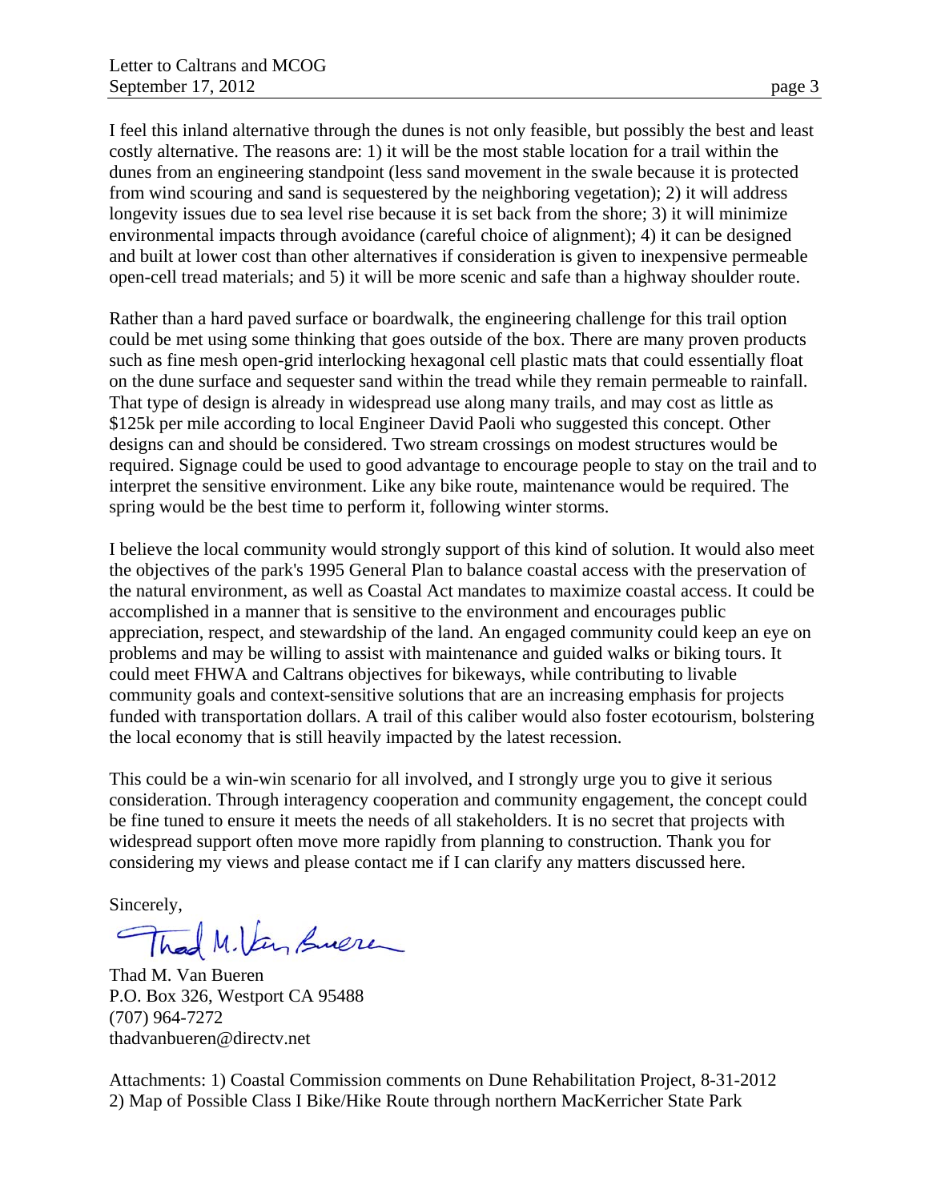I feel this inland alternative through the dunes is not only feasible, but possibly the best and least costly alternative. The reasons are: 1) it will be the most stable location for a trail within the dunes from an engineering standpoint (less sand movement in the swale because it is protected from wind scouring and sand is sequestered by the neighboring vegetation); 2) it will address longevity issues due to sea level rise because it is set back from the shore; 3) it will minimize environmental impacts through avoidance (careful choice of alignment); 4) it can be designed and built at lower cost than other alternatives if consideration is given to inexpensive permeable open-cell tread materials; and 5) it will be more scenic and safe than a highway shoulder route.

Rather than a hard paved surface or boardwalk, the engineering challenge for this trail option could be met using some thinking that goes outside of the box. There are many proven products such as fine mesh open-grid interlocking hexagonal cell plastic mats that could essentially float on the dune surface and sequester sand within the tread while they remain permeable to rainfall. That type of design is already in widespread use along many trails, and may cost as little as $125k per mile according to local Engineer David Paoli who suggested this concept. Other designs can and should be considered. Two stream crossings on modest structures would be required. Signage could be used to good advantage to encourage people to stay on the trail and to interpret the sensitive environment. Like any bike route, maintenance would be required. The spring would be the best time to perform it, following winter storms.

I believe the local community would strongly support of this kind of solution. It would also meet the objectives of the park's 1995 General Plan to balance coastal access with the preservation of the natural environment, as well as Coastal Act mandates to maximize coastal access. It could be accomplished in a manner that is sensitive to the environment and encourages public appreciation, respect, and stewardship of the land. An engaged community could keep an eye on problems and may be willing to assist with maintenance and guided walks or biking tours. It could meet FHWA and Caltrans objectives for bikeways, while contributing to livable community goals and context-sensitive solutions that are an increasing emphasis for projects funded with transportation dollars. A trail of this caliber would also foster ecotourism, bolstering the local economy that is still heavily impacted by the latest recession.

This could be a win-win scenario for all involved, and I strongly urge you to give it serious consideration. Through interagency cooperation and community engagement, the concept could be fine tuned to ensure it meets the needs of all stakeholders. It is no secret that projects with widespread support often move more rapidly from planning to construction. Thank you for considering my views and please contact me if I can clarify any matters discussed here.

Sincerely,

Thad M. Van Bueren

Thad M. Van Bueren  
P.O. Box 326, Westport CA 95488  
(707) 964-7272  
thadvanbueren@directv.net

Attachments: 1) Coastal Commission comments on Dune Rehabilitation Project, 8-31-2012  
2) Map of Possible Class I Bike/Hike Route through northern MacKerricher State Park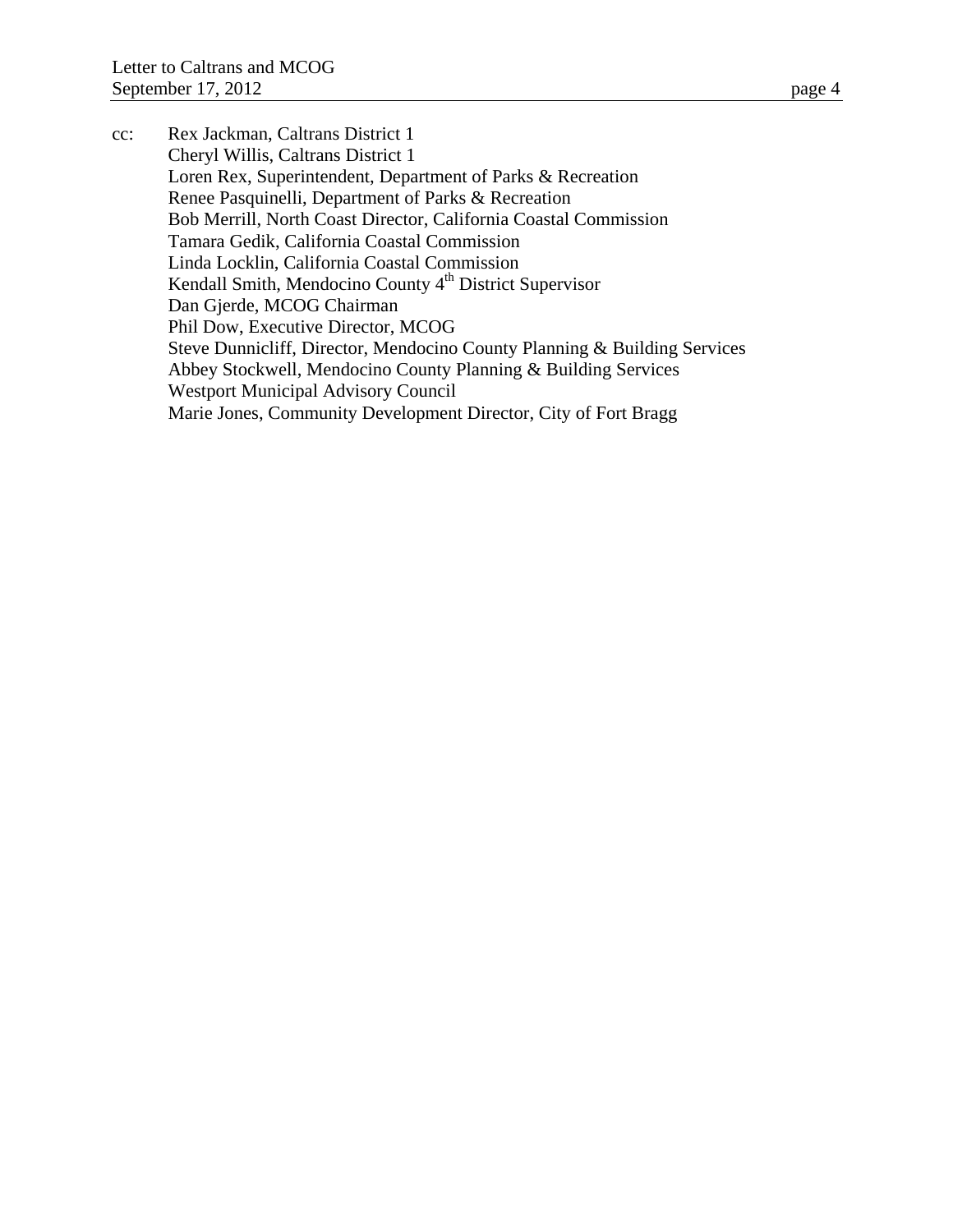cc: Rex Jackman, Caltrans District 1
Cheryl Willis, Caltrans District 1
Loren Rex, Superintendent, Department of Parks & Recreation
Renee Pasquinelli, Department of Parks & Recreation
Bob Merrill, North Coast Director, California Coastal Commission
Tamara Gedik, California Coastal Commission
Linda Locklin, California Coastal Commission
Kendall Smith, Mendocino County 4th District Supervisor
Dan Gjerde, MCOG Chairman
Phil Dow, Executive Director, MCOG
Steve Dunnicliff, Director, Mendocino County Planning & Building Services
Abbey Stockwell, Mendocino County Planning & Building Services
Westport Municipal Advisory Council
Marie Jones, Community Development Director, City of Fort Bragg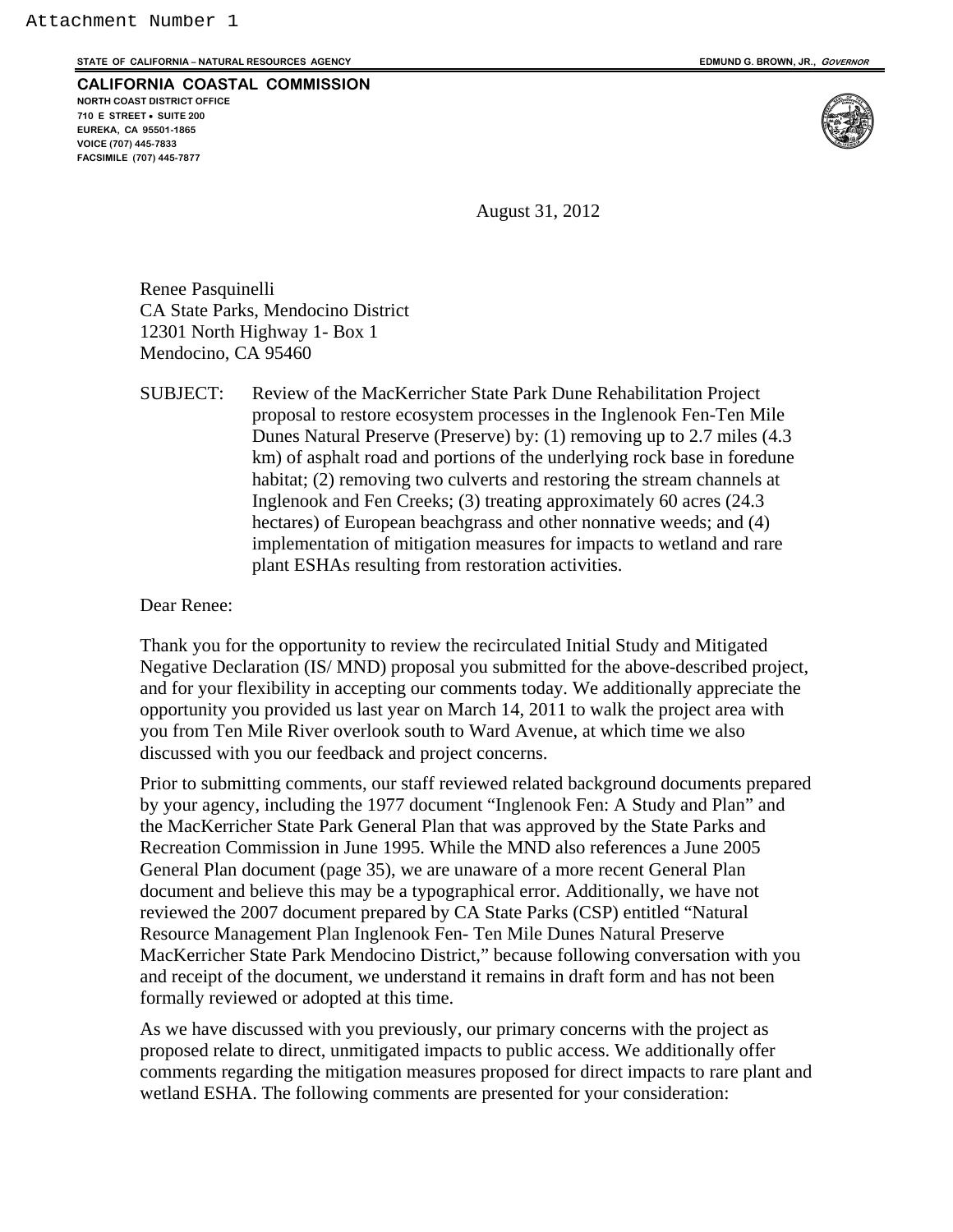Attachment Number 1

STATE OF CALIFORNIA – NATURAL RESOURCES AGENCY  EDMUND G. BROWN, JR., *GOVERNOR*

**CALIFORNIA COASTAL COMMISSION**
**NORTH COAST DISTRICT OFFICE**
**710 E STREET • SUITE 200**
**EUREKA, CA 95501-1865**
**VOICE (707) 445-7833**
**FACSIMILE (707) 445-7877**

August 31, 2012

Renee Pasquinelli
CA State Parks, Mendocino District
12301 North Highway 1- Box 1
Mendocino, CA 95460

SUBJECT: Review of the MacKerricher State Park Dune Rehabilitation Project proposal to restore ecosystem processes in the Inglenook Fen-Ten Mile Dunes Natural Preserve (Preserve) by: (1) removing up to 2.7 miles (4.3 km) of asphalt road and portions of the underlying rock base in foredune habitat; (2) removing two culverts and restoring the stream channels at Inglenook and Fen Creeks; (3) treating approximately 60 acres (24.3 hectares) of European beachgrass and other nonnative weeds; and (4) implementation of mitigation measures for impacts to wetland and rare plant ESHAs resulting from restoration activities.

Dear Renee:

Thank you for the opportunity to review the recirculated Initial Study and Mitigated Negative Declaration (IS/ MND) proposal you submitted for the above-described project, and for your flexibility in accepting our comments today. We additionally appreciate the opportunity you provided us last year on March 14, 2011 to walk the project area with you from Ten Mile River overlook south to Ward Avenue, at which time we also discussed with you our feedback and project concerns.

Prior to submitting comments, our staff reviewed related background documents prepared by your agency, including the 1977 document "Inglenook Fen: A Study and Plan" and the MacKerricher State Park General Plan that was approved by the State Parks and Recreation Commission in June 1995. While the MND also references a June 2005 General Plan document (page 35), we are unaware of a more recent General Plan document and believe this may be a typographical error. Additionally, we have not reviewed the 2007 document prepared by CA State Parks (CSP) entitled "Natural Resource Management Plan Inglenook Fen- Ten Mile Dunes Natural Preserve MacKerricher State Park Mendocino District," because following conversation with you and receipt of the document, we understand it remains in draft form and has not been formally reviewed or adopted at this time.

As we have discussed with you previously, our primary concerns with the project as proposed relate to direct, unmitigated impacts to public access. We additionally offer comments regarding the mitigation measures proposed for direct impacts to rare plant and wetland ESHA. The following comments are presented for your consideration: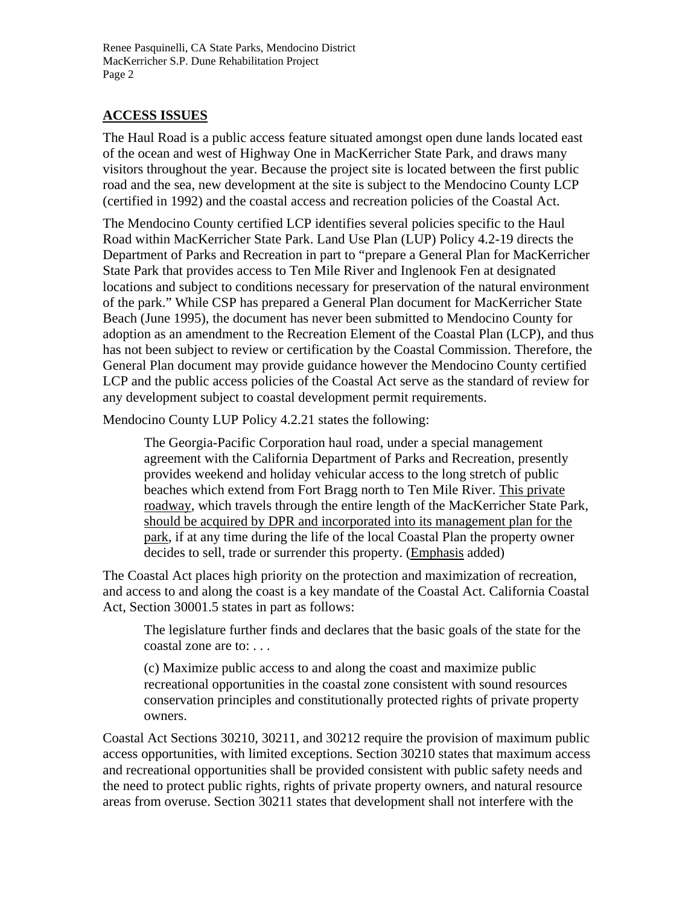## ACCESS ISSUES

The Haul Road is a public access feature situated amongst open dune lands located east of the ocean and west of Highway One in MacKerricher State Park, and draws many visitors throughout the year. Because the project site is located between the first public road and the sea, new development at the site is subject to the Mendocino County LCP (certified in 1992) and the coastal access and recreation policies of the Coastal Act.

The Mendocino County certified LCP identifies several policies specific to the Haul Road within MacKerricher State Park. Land Use Plan (LUP) Policy 4.2-19 directs the Department of Parks and Recreation in part to "prepare a General Plan for MacKerricher State Park that provides access to Ten Mile River and Inglenook Fen at designated locations and subject to conditions necessary for preservation of the natural environment of the park." While CSP has prepared a General Plan document for MacKerricher State Beach (June 1995), the document has never been submitted to Mendocino County for adoption as an amendment to the Recreation Element of the Coastal Plan (LCP), and thus has not been subject to review or certification by the Coastal Commission. Therefore, the General Plan document may provide guidance however the Mendocino County certified LCP and the public access policies of the Coastal Act serve as the standard of review for any development subject to coastal development permit requirements.

Mendocino County LUP Policy 4.2.21 states the following:

> The Georgia-Pacific Corporation haul road, under a special management agreement with the California Department of Parks and Recreation, presently provides weekend and holiday vehicular access to the long stretch of public beaches which extend from Fort Bragg north to Ten Mile River. <u>This private roadway</u>, which travels through the entire length of the MacKerricher State Park, <u>should be acquired by DPR and incorporated into its management plan for the park</u>, if at any time during the life of the local Coastal Plan the property owner decides to sell, trade or surrender this property. (<u>Emphasis</u> added)

The Coastal Act places high priority on the protection and maximization of recreation, and access to and along the coast is a key mandate of the Coastal Act. California Coastal Act, Section 30001.5 states in part as follows:

> The legislature further finds and declares that the basic goals of the state for the coastal zone are to: . . .
>
> (c) Maximize public access to and along the coast and maximize public recreational opportunities in the coastal zone consistent with sound resources conservation principles and constitutionally protected rights of private property owners.

Coastal Act Sections 30210, 30211, and 30212 require the provision of maximum public access opportunities, with limited exceptions. Section 30210 states that maximum access and recreational opportunities shall be provided consistent with public safety needs and the need to protect public rights, rights of private property owners, and natural resource areas from overuse. Section 30211 states that development shall not interfere with the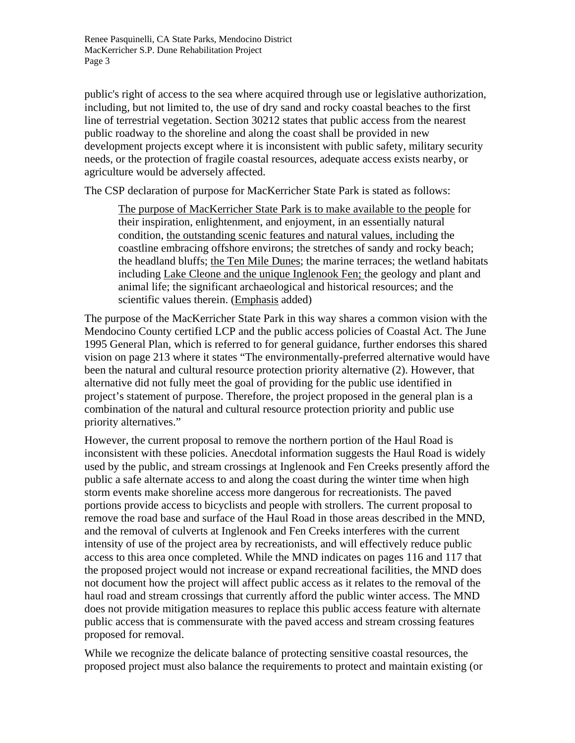public's right of access to the sea where acquired through use or legislative authorization, including, but not limited to, the use of dry sand and rocky coastal beaches to the first line of terrestrial vegetation. Section 30212 states that public access from the nearest public roadway to the shoreline and along the coast shall be provided in new development projects except where it is inconsistent with public safety, military security needs, or the protection of fragile coastal resources, adequate access exists nearby, or agriculture would be adversely affected.

The CSP declaration of purpose for MacKerricher State Park is stated as follows:

> <u>The purpose of MacKerricher State Park is to make available to the people</u> for their inspiration, enlightenment, and enjoyment, in an essentially natural condition, <u>the outstanding scenic features and natural values, including</u> the coastline embracing offshore environs; the stretches of sandy and rocky beach; the headland bluffs; <u>the Ten Mile Dunes</u>; the marine terraces; the wetland habitats including <u>Lake Cleone and the unique Inglenook Fen;</u> the geology and plant and animal life; the significant archaeological and historical resources; and the scientific values therein. (<u>Emphasis</u> added)

The purpose of the MacKerricher State Park in this way shares a common vision with the Mendocino County certified LCP and the public access policies of Coastal Act. The June 1995 General Plan, which is referred to for general guidance, further endorses this shared vision on page 213 where it states "The environmentally-preferred alternative would have been the natural and cultural resource protection priority alternative (2). However, that alternative did not fully meet the goal of providing for the public use identified in project's statement of purpose. Therefore, the project proposed in the general plan is a combination of the natural and cultural resource protection priority and public use priority alternatives."

However, the current proposal to remove the northern portion of the Haul Road is inconsistent with these policies. Anecdotal information suggests the Haul Road is widely used by the public, and stream crossings at Inglenook and Fen Creeks presently afford the public a safe alternate access to and along the coast during the winter time when high storm events make shoreline access more dangerous for recreationists. The paved portions provide access to bicyclists and people with strollers. The current proposal to remove the road base and surface of the Haul Road in those areas described in the MND, and the removal of culverts at Inglenook and Fen Creeks interferes with the current intensity of use of the project area by recreationists, and will effectively reduce public access to this area once completed. While the MND indicates on pages 116 and 117 that the proposed project would not increase or expand recreational facilities, the MND does not document how the project will affect public access as it relates to the removal of the haul road and stream crossings that currently afford the public winter access. The MND does not provide mitigation measures to replace this public access feature with alternate public access that is commensurate with the paved access and stream crossing features proposed for removal.

While we recognize the delicate balance of protecting sensitive coastal resources, the proposed project must also balance the requirements to protect and maintain existing (or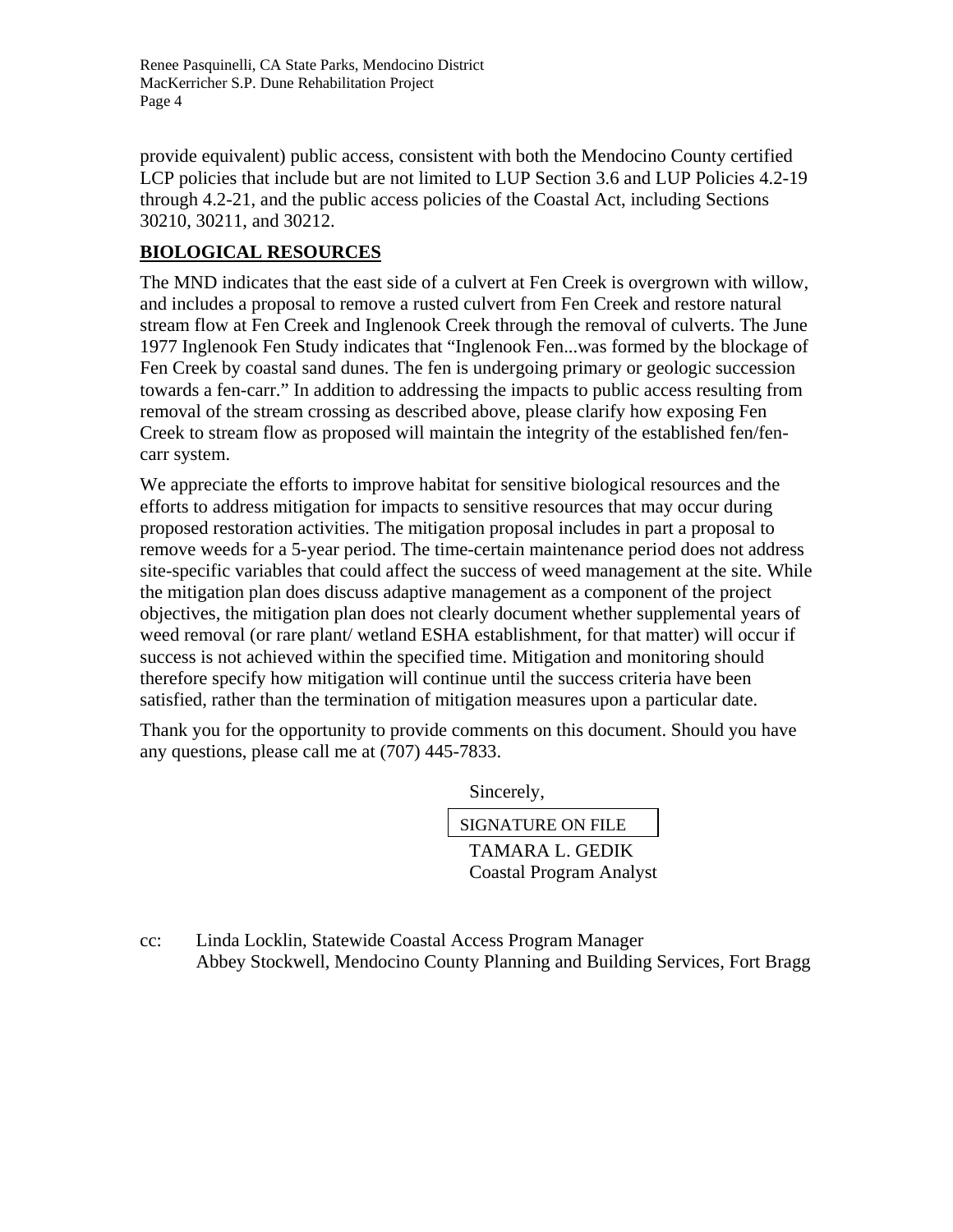provide equivalent) public access, consistent with both the Mendocino County certified LCP policies that include but are not limited to LUP Section 3.6 and LUP Policies 4.2-19 through 4.2-21, and the public access policies of the Coastal Act, including Sections 30210, 30211, and 30212.

## BIOLOGICAL RESOURCES

The MND indicates that the east side of a culvert at Fen Creek is overgrown with willow, and includes a proposal to remove a rusted culvert from Fen Creek and restore natural stream flow at Fen Creek and Inglenook Creek through the removal of culverts. The June 1977 Inglenook Fen Study indicates that "Inglenook Fen...was formed by the blockage of Fen Creek by coastal sand dunes. The fen is undergoing primary or geologic succession towards a fen-carr." In addition to addressing the impacts to public access resulting from removal of the stream crossing as described above, please clarify how exposing Fen Creek to stream flow as proposed will maintain the integrity of the established fen/fen-carr system.

We appreciate the efforts to improve habitat for sensitive biological resources and the efforts to address mitigation for impacts to sensitive resources that may occur during proposed restoration activities. The mitigation proposal includes in part a proposal to remove weeds for a 5-year period. The time-certain maintenance period does not address site-specific variables that could affect the success of weed management at the site. While the mitigation plan does discuss adaptive management as a component of the project objectives, the mitigation plan does not clearly document whether supplemental years of weed removal (or rare plant/ wetland ESHA establishment, for that matter) will occur if success is not achieved within the specified time. Mitigation and monitoring should therefore specify how mitigation will continue until the success criteria have been satisfied, rather than the termination of mitigation measures upon a particular date.

Thank you for the opportunity to provide comments on this document. Should you have any questions, please call me at (707) 445-7833.

Sincerely,

SIGNATURE ON FILE

TAMARA L. GEDIK
Coastal Program Analyst

cc: Linda Locklin, Statewide Coastal Access Program Manager
Abbey Stockwell, Mendocino County Planning and Building Services, Fort Bragg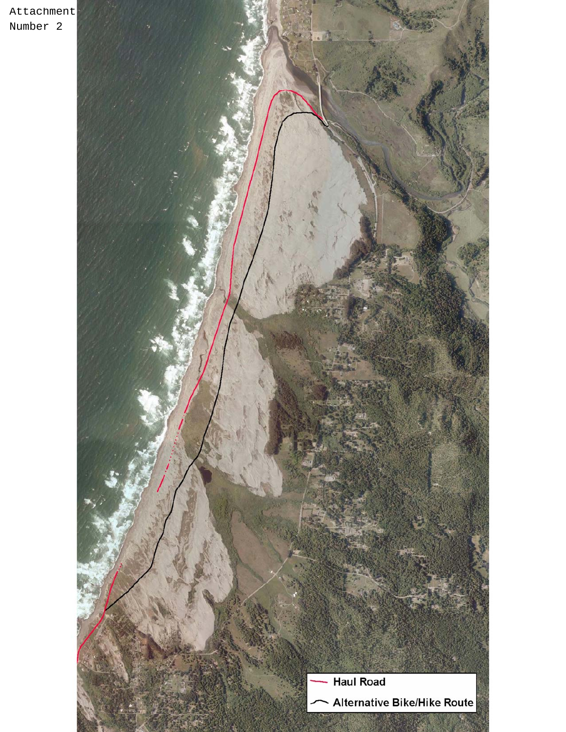Attachment Number 2

Haul Road

Alternative Bike/Hike Route